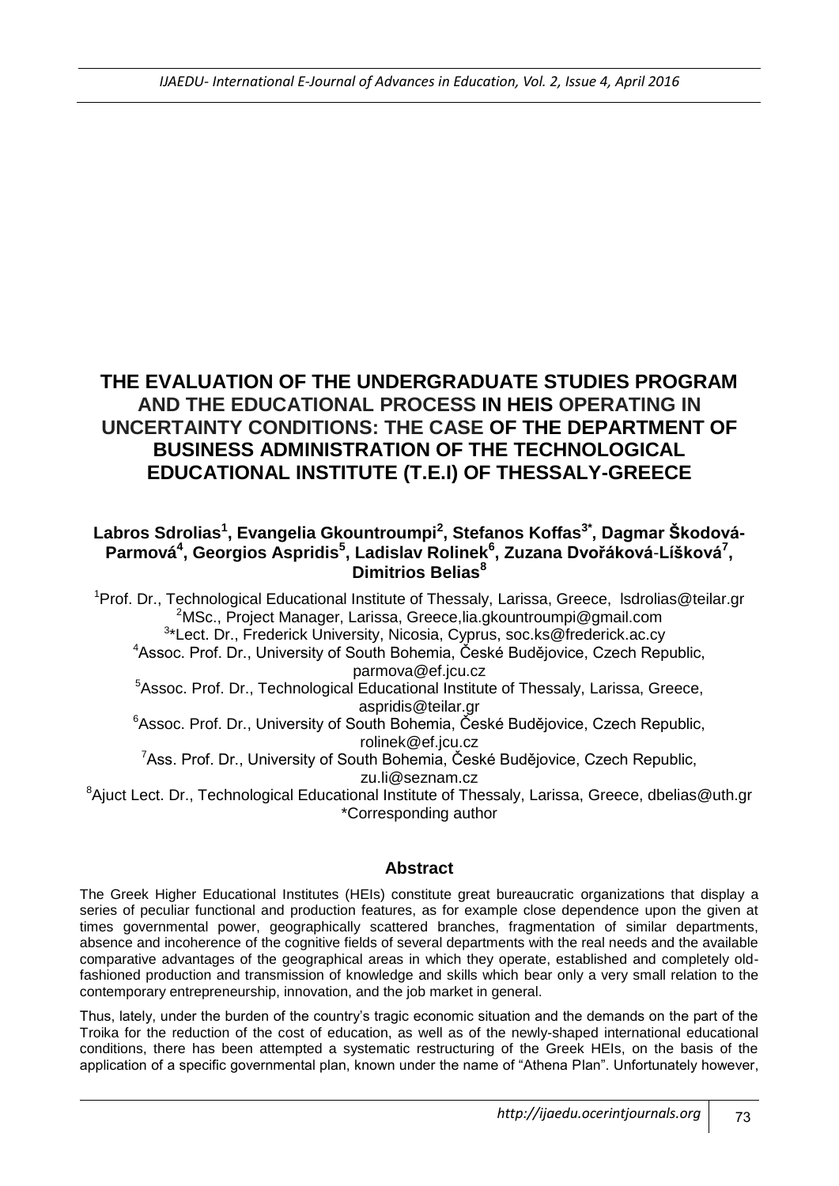# THE EVALUATION OF THE UNDERGRADUATE STUDIES PROGRAM AND THE EDUCATIONAL PROCESS IN HEIS OPERATING IN UNCERTAINTY CONDITIONS: THE CASE OF THE DEPARTMENT OF BUSINESS ADMINISTRATION OF THE TECHNOLOGICAL EDUCATIONAL INSTITUTE (T.E.I) OF THESSALY-GREECE

**Labros Sdrolias[1], Evangelia Gkountroumpi[2], Stefanos Koffas[3*], Dagmar Škodová-Parmová[4], Georgios Aspridis[5], Ladislav Rolinek[6], Zuzana Dvořáková-Líšková[7], Dimitrios Belias[8]**

[1]Prof. Dr., Technological Educational Institute of Thessaly, Larissa, Greece, lsdrolias@teilar.gr
[2]MSc., Project Manager, Larissa, Greece,lia.gkountroumpi@gmail.com
[3]*Lect. Dr., Frederick University, Nicosia, Cyprus, soc.ks@frederick.ac.cy
[4]Assoc. Prof. Dr., University of South Bohemia, České Budějovice, Czech Republic, parmova@ef.jcu.cz
[5]Assoc. Prof. Dr., Technological Educational Institute of Thessaly, Larissa, Greece, aspridis@teilar.gr
[6]Assoc. Prof. Dr., University of South Bohemia, České Budějovice, Czech Republic, rolinek@ef.jcu.cz
[7]Ass. Prof. Dr., University of South Bohemia, České Budějovice, Czech Republic, zu.li@seznam.cz
[8]Ajuct Lect. Dr., Technological Educational Institute of Thessaly, Larissa, Greece, dbelias@uth.gr
*Corresponding author

## Abstract

The Greek Higher Educational Institutes (HEIs) constitute great bureaucratic organizations that display a series of peculiar functional and production features, as for example close dependence upon the given at times governmental power, geographically scattered branches, fragmentation of similar departments, absence and incoherence of the cognitive fields of several departments with the real needs and the available comparative advantages of the geographical areas in which they operate, established and completely old-fashioned production and transmission of knowledge and skills which bear only a very small relation to the contemporary entrepreneurship, innovation, and the job market in general.

Thus, lately, under the burden of the country's tragic economic situation and the demands on the part of the Troika for the reduction of the cost of education, as well as of the newly-shaped international educational conditions, there has been attempted a systematic restructuring of the Greek HEIs, on the basis of the application of a specific governmental plan, known under the name of "Athena Plan". Unfortunately however,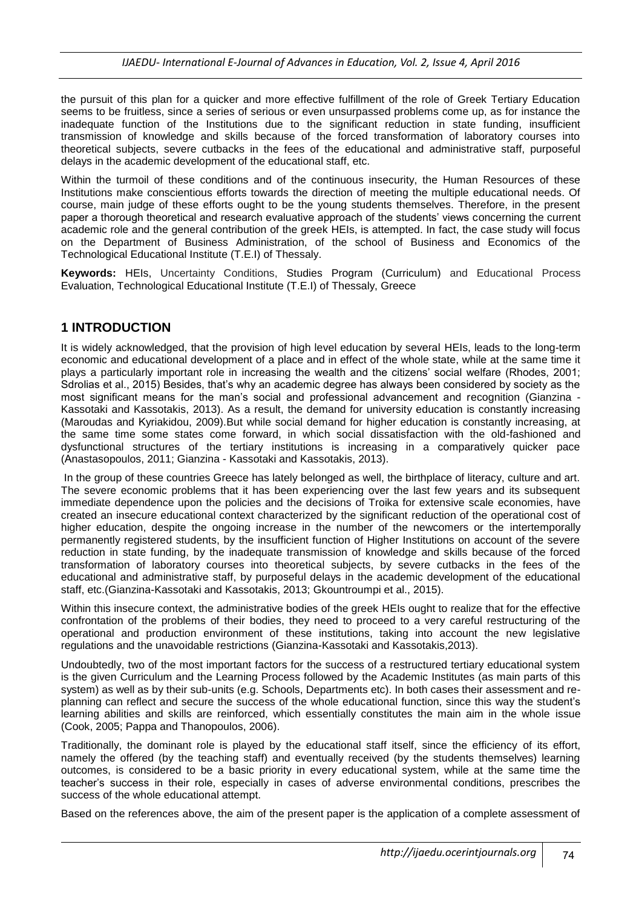the pursuit of this plan for a quicker and more effective fulfillment of the role of Greek Tertiary Education seems to be fruitless, since a series of serious or even unsurpassed problems come up, as for instance the inadequate function of the Institutions due to the significant reduction in state funding, insufficient transmission of knowledge and skills because of the forced transformation of laboratory courses into theoretical subjects, severe cutbacks in the fees of the educational and administrative staff, purposeful delays in the academic development of the educational staff, etc.

Within the turmoil of these conditions and of the continuous insecurity, the Human Resources of these Institutions make conscientious efforts towards the direction of meeting the multiple educational needs. Of course, main judge of these efforts ought to be the young students themselves. Therefore, in the present paper a thorough theoretical and research evaluative approach of the students' views concerning the current academic role and the general contribution of the greek HEIs, is attempted. In fact, the case study will focus on the Department of Business Administration, of the school of Business and Economics of the Technological Educational Institute (T.E.I) of Thessaly.

**Keywords:** HEIs, Uncertainty Conditions, Studies Program (Curriculum) and Educational Process Evaluation, Technological Educational Institute (T.E.I) of Thessaly, Greece

## 1 INTRODUCTION

It is widely acknowledged, that the provision of high level education by several HEIs, leads to the long-term economic and educational development of a place and in effect of the whole state, while at the same time it plays a particularly important role in increasing the wealth and the citizens' social welfare (Rhodes, 2001; Sdrolias et al., 2015) Besides, that's why an academic degree has always been considered by society as the most significant means for the man's social and professional advancement and recognition (Gianzina - Kassotaki and Kassotakis, 2013). As a result, the demand for university education is constantly increasing (Maroudas and Kyriakidou, 2009).But while social demand for higher education is constantly increasing, at the same time some states come forward, in which social dissatisfaction with the old-fashioned and dysfunctional structures of the tertiary institutions is increasing in a comparatively quicker pace (Anastasopoulos, 2011; Gianzina - Kassotaki and Kassotakis, 2013).

In the group of these countries Greece has lately belonged as well, the birthplace of literacy, culture and art. The severe economic problems that it has been experiencing over the last few years and its subsequent immediate dependence upon the policies and the decisions of Troika for extensive scale economies, have created an insecure educational context characterized by the significant reduction of the operational cost of higher education, despite the ongoing increase in the number of the newcomers or the intertemporally permanently registered students, by the insufficient function of Higher Institutions on account of the severe reduction in state funding, by the inadequate transmission of knowledge and skills because of the forced transformation of laboratory courses into theoretical subjects, by severe cutbacks in the fees of the educational and administrative staff, by purposeful delays in the academic development of the educational staff, etc.(Gianzina-Kassotaki and Kassotakis, 2013; Gkountroumpi et al., 2015).

Within this insecure context, the administrative bodies of the greek HEIs ought to realize that for the effective confrontation of the problems of their bodies, they need to proceed to a very careful restructuring of the operational and production environment of these institutions, taking into account the new legislative regulations and the unavoidable restrictions (Gianzina-Kassotaki and Kassotakis,2013).

Undoubtedly, two of the most important factors for the success of a restructured tertiary educational system is the given Curriculum and the Learning Process followed by the Academic Institutes (as main parts of this system) as well as by their sub-units (e.g. Schools, Departments etc). In both cases their assessment and re-planning can reflect and secure the success of the whole educational function, since this way the student's learning abilities and skills are reinforced, which essentially constitutes the main aim in the whole issue (Cook, 2005; Pappa and Thanopoulos, 2006).

Traditionally, the dominant role is played by the educational staff itself, since the efficiency of its effort, namely the offered (by the teaching staff) and eventually received (by the students themselves) learning outcomes, is considered to be a basic priority in every educational system, while at the same time the teacher's success in their role, especially in cases of adverse environmental conditions, prescribes the success of the whole educational attempt.

Based on the references above, the aim of the present paper is the application of a complete assessment of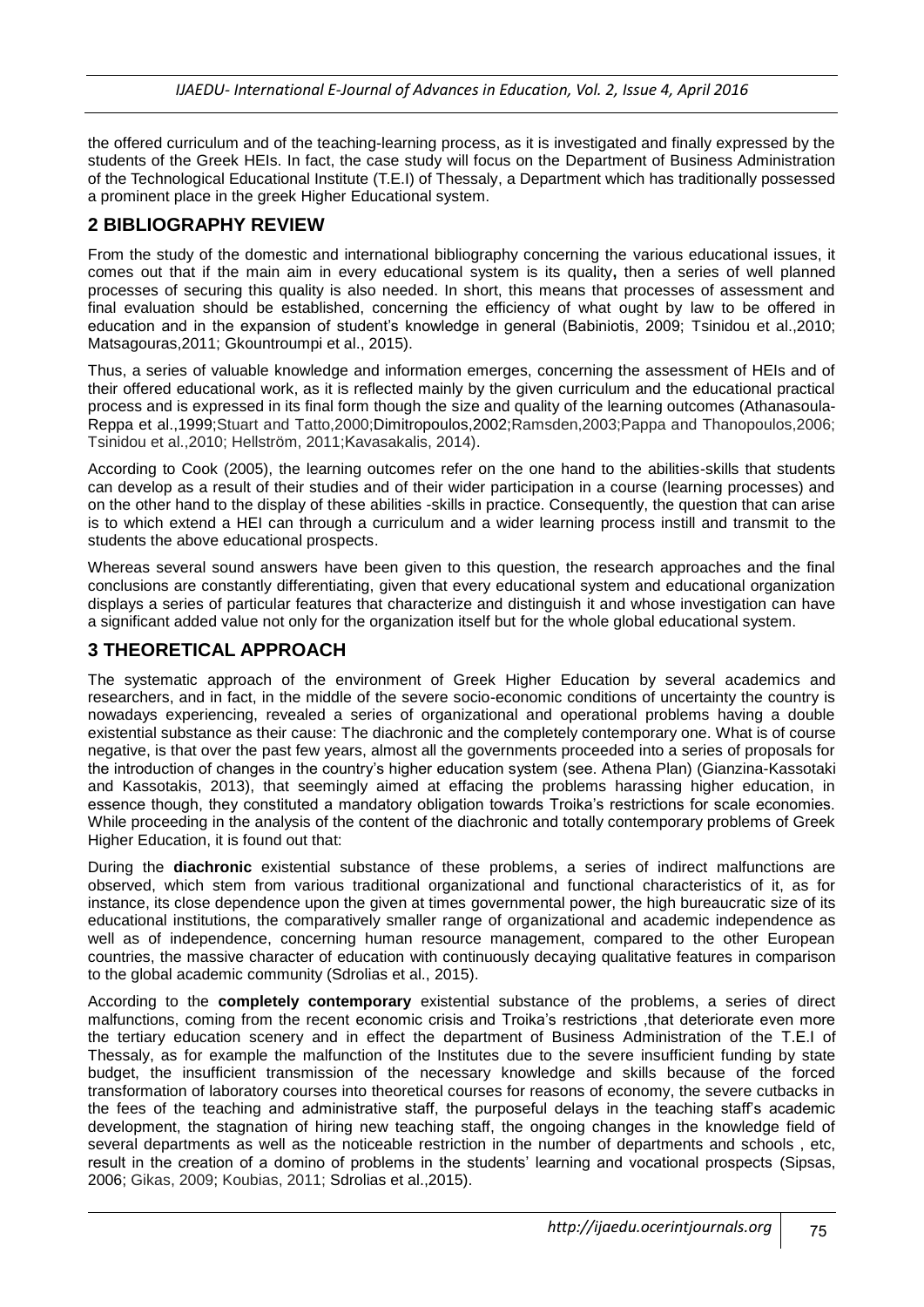the offered curriculum and of the teaching-learning process, as it is investigated and finally expressed by the students of the Greek HEIs. In fact, the case study will focus on the Department of Business Administration of the Technological Educational Institute (T.E.I) of Thessaly, a Department which has traditionally possessed a prominent place in the greek Higher Educational system.

## 2 BIBLIOGRAPHY REVIEW

From the study of the domestic and international bibliography concerning the various educational issues, it comes out that if the main aim in every educational system is its quality**,** then a series of well planned processes of securing this quality is also needed. In short, this means that processes of assessment and final evaluation should be established, concerning the efficiency of what ought by law to be offered in education and in the expansion of student's knowledge in general (Babiniotis, 2009; Tsinidou et al.,2010; Matsagouras,2011; Gkountroumpi et al., 2015).

Thus, a series of valuable knowledge and information emerges, concerning the assessment of HEIs and of their offered educational work, as it is reflected mainly by the given curriculum and the educational practical process and is expressed in its final form though the size and quality of the learning outcomes (Athanasoula-Reppa et al.,1999;Stuart and Tatto,2000;Dimitropoulos,2002;Ramsden,2003;Pappa and Thanopoulos,2006; Tsinidou et al.,2010; Hellström, 2011;Kavasakalis, 2014).

According to Cook (2005), the learning outcomes refer on the one hand to the abilities-skills that students can develop as a result of their studies and of their wider participation in a course (learning processes) and on the other hand to the display of these abilities -skills in practice. Consequently, the question that can arise is to which extend a HEI can through a curriculum and a wider learning process instill and transmit to the students the above educational prospects.

Whereas several sound answers have been given to this question, the research approaches and the final conclusions are constantly differentiating, given that every educational system and educational organization displays a series of particular features that characterize and distinguish it and whose investigation can have a significant added value not only for the organization itself but for the whole global educational system.

## 3 THEORETICAL APPROACH

The systematic approach of the environment of Greek Higher Education by several academics and researchers, and in fact, in the middle of the severe socio-economic conditions of uncertainty the country is nowadays experiencing, revealed a series of organizational and operational problems having a double existential substance as their cause: The diachronic and the completely contemporary one. What is of course negative, is that over the past few years, almost all the governments proceeded into a series of proposals for the introduction of changes in the country's higher education system (see. Athena Plan) (Gianzina-Kassotaki and Kassotakis, 2013), that seemingly aimed at effacing the problems harassing higher education, in essence though, they constituted a mandatory obligation towards Troika's restrictions for scale economies. While proceeding in the analysis of the content of the diachronic and totally contemporary problems of Greek Higher Education, it is found out that:

During the **diachronic** existential substance of these problems, a series of indirect malfunctions are observed, which stem from various traditional organizational and functional characteristics of it, as for instance, its close dependence upon the given at times governmental power, the high bureaucratic size of its educational institutions, the comparatively smaller range of organizational and academic independence as well as of independence, concerning human resource management, compared to the other European countries, the massive character of education with continuously decaying qualitative features in comparison to the global academic community (Sdrolias et al., 2015).

According to the **completely contemporary** existential substance of the problems, a series of direct malfunctions, coming from the recent economic crisis and Troika's restrictions ,that deteriorate even more the tertiary education scenery and in effect the department of Business Administration of the T.E.I of Thessaly, as for example the malfunction of the Institutes due to the severe insufficient funding by state budget, the insufficient transmission of the necessary knowledge and skills because of the forced transformation of laboratory courses into theoretical courses for reasons of economy, the severe cutbacks in the fees of the teaching and administrative staff, the purposeful delays in the teaching staff's academic development, the stagnation of hiring new teaching staff, the ongoing changes in the knowledge field of several departments as well as the noticeable restriction in the number of departments and schools , etc, result in the creation of a domino of problems in the students' learning and vocational prospects (Sipsas, 2006; Gikas, 2009; Koubias, 2011; Sdrolias et al.,2015).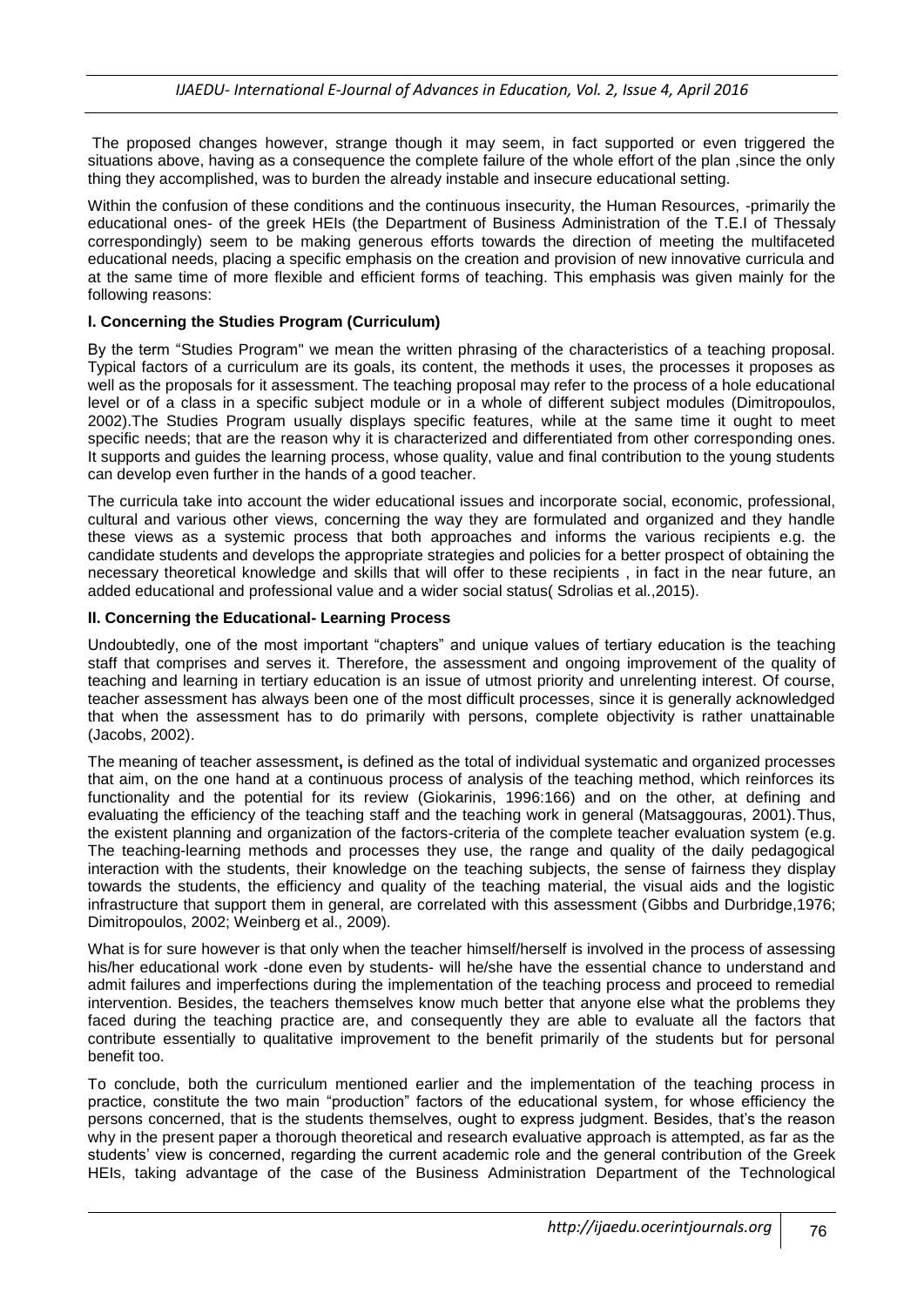The proposed changes however, strange though it may seem, in fact supported or even triggered the situations above, having as a consequence the complete failure of the whole effort of the plan ,since the only thing they accomplished, was to burden the already instable and insecure educational setting.

Within the confusion of these conditions and the continuous insecurity, the Human Resources, -primarily the educational ones- of the greek HEIs (the Department of Business Administration of the T.E.I of Thessaly correspondingly) seem to be making generous efforts towards the direction of meeting the multifaceted educational needs, placing a specific emphasis on the creation and provision of new innovative curricula and at the same time of more flexible and efficient forms of teaching. This emphasis was given mainly for the following reasons:

### I. Concerning the Studies Program (Curriculum)

By the term "Studies Program" we mean the written phrasing of the characteristics of a teaching proposal. Typical factors of a curriculum are its goals, its content, the methods it uses, the processes it proposes as well as the proposals for it assessment. The teaching proposal may refer to the process of a hole educational level or of a class in a specific subject module or in a whole of different subject modules (Dimitropoulos, 2002).The Studies Program usually displays specific features, while at the same time it ought to meet specific needs; that are the reason why it is characterized and differentiated from other corresponding ones. It supports and guides the learning process, whose quality, value and final contribution to the young students can develop even further in the hands of a good teacher.

The curricula take into account the wider educational issues and incorporate social, economic, professional, cultural and various other views, concerning the way they are formulated and organized and they handle these views as a systemic process that both approaches and informs the various recipients e.g. the candidate students and develops the appropriate strategies and policies for a better prospect of obtaining the necessary theoretical knowledge and skills that will offer to these recipients , in fact in the near future, an added educational and professional value and a wider social status( Sdrolias et al.,2015).

### II. Concerning the Educational- Learning Process

Undoubtedly, one of the most important "chapters" and unique values of tertiary education is the teaching staff that comprises and serves it. Therefore, the assessment and ongoing improvement of the quality of teaching and learning in tertiary education is an issue of utmost priority and unrelenting interest. Of course, teacher assessment has always been one of the most difficult processes, since it is generally acknowledged that when the assessment has to do primarily with persons, complete objectivity is rather unattainable (Jacobs, 2002).

The meaning of teacher assessment**,** is defined as the total of individual systematic and organized processes that aim, on the one hand at a continuous process of analysis of the teaching method, which reinforces its functionality and the potential for its review (Giokarinis, 1996:166) and on the other, at defining and evaluating the efficiency of the teaching staff and the teaching work in general (Matsaggouras, 2001).Thus, the existent planning and organization of the factors-criteria of the complete teacher evaluation system (e.g. The teaching-learning methods and processes they use, the range and quality of the daily pedagogical interaction with the students, their knowledge on the teaching subjects, the sense of fairness they display towards the students, the efficiency and quality of the teaching material, the visual aids and the logistic infrastructure that support them in general, are correlated with this assessment (Gibbs and Durbridge,1976; Dimitropoulos, 2002; Weinberg et al., 2009).

What is for sure however is that only when the teacher himself/herself is involved in the process of assessing his/her educational work -done even by students- will he/she have the essential chance to understand and admit failures and imperfections during the implementation of the teaching process and proceed to remedial intervention. Besides, the teachers themselves know much better that anyone else what the problems they faced during the teaching practice are, and consequently they are able to evaluate all the factors that contribute essentially to qualitative improvement to the benefit primarily of the students but for personal benefit too.

To conclude, both the curriculum mentioned earlier and the implementation of the teaching process in practice, constitute the two main "production" factors of the educational system, for whose efficiency the persons concerned, that is the students themselves, ought to express judgment. Besides, that's the reason why in the present paper a thorough theoretical and research evaluative approach is attempted, as far as the students' view is concerned, regarding the current academic role and the general contribution of the Greek HEIs, taking advantage of the case of the Business Administration Department of the Technological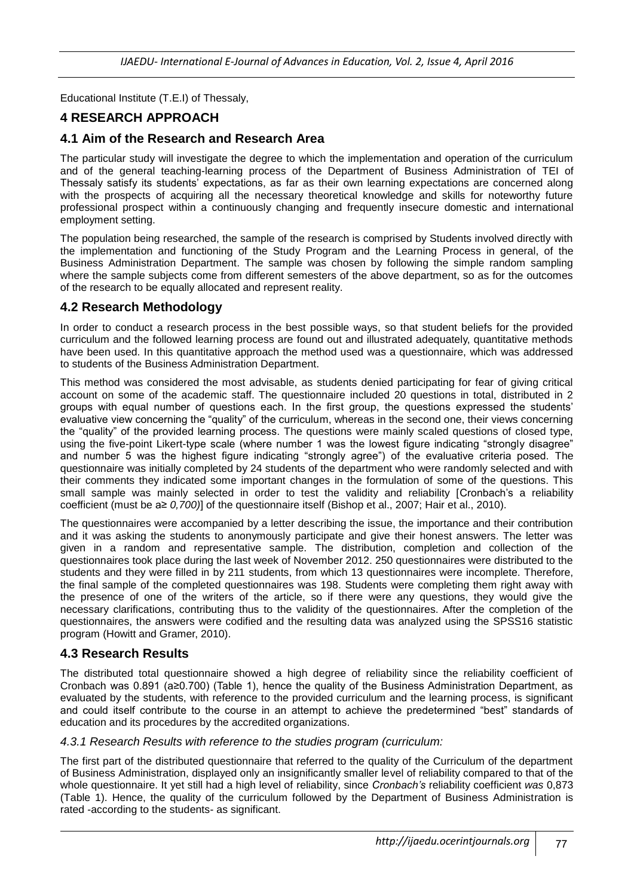Educational Institute (T.E.I) of Thessaly,

## 4 RESEARCH APPROACH

### 4.1 Aim of the Research and Research Area

The particular study will investigate the degree to which the implementation and operation of the curriculum and of the general teaching-learning process of the Department of Business Administration of TEI of Thessaly satisfy its students' expectations, as far as their own learning expectations are concerned along with the prospects of acquiring all the necessary theoretical knowledge and skills for noteworthy future professional prospect within a continuously changing and frequently insecure domestic and international employment setting.

The population being researched, the sample of the research is comprised by Students involved directly with the implementation and functioning of the Study Program and the Learning Process in general, of the Business Administration Department. The sample was chosen by following the simple random sampling where the sample subjects come from different semesters of the above department, so as for the outcomes of the research to be equally allocated and represent reality.

### 4.2 Research Methodology

In order to conduct a research process in the best possible ways, so that student beliefs for the provided curriculum and the followed learning process are found out and illustrated adequately, quantitative methods have been used. In this quantitative approach the method used was a questionnaire, which was addressed to students of the Business Administration Department.

This method was considered the most advisable, as students denied participating for fear of giving critical account on some of the academic staff. The questionnaire included 20 questions in total, distributed in 2 groups with equal number of questions each. In the first group, the questions expressed the students' evaluative view concerning the "quality" of the curriculum, whereas in the second one, their views concerning the "quality" of the provided learning process. The questions were mainly scaled questions of closed type, using the five-point Likert-type scale (where number 1 was the lowest figure indicating "strongly disagree" and number 5 was the highest figure indicating "strongly agree") of the evaluative criteria posed. The questionnaire was initially completed by 24 students of the department who were randomly selected and with their comments they indicated some important changes in the formulation of some of the questions. This small sample was mainly selected in order to test the validity and reliability [Cronbach's a reliability coefficient (must be a≥ *0,700)*] of the questionnaire itself (Bishop et al., 2007; Hair et al., 2010).

The questionnaires were accompanied by a letter describing the issue, the importance and their contribution and it was asking the students to anonymously participate and give their honest answers. The letter was given in a random and representative sample. The distribution, completion and collection of the questionnaires took place during the last week of November 2012. 250 questionnaires were distributed to the students and they were filled in by 211 students, from which 13 questionnaires were incomplete. Therefore, the final sample of the completed questionnaires was 198. Students were completing them right away with the presence of one of the writers of the article, so if there were any questions, they would give the necessary clarifications, contributing thus to the validity of the questionnaires. After the completion of the questionnaires, the answers were codified and the resulting data was analyzed using the SPSS16 statistic program (Howitt and Gramer, 2010).

### 4.3 Research Results

The distributed total questionnaire showed a high degree of reliability since the reliability coefficient of Cronbach was 0.891 (a≥0.700) (Table 1), hence the quality of the Business Administration Department, as evaluated by the students, with reference to the provided curriculum and the learning process, is significant and could itself contribute to the course in an attempt to achieve the predetermined "best" standards of education and its procedures by the accredited organizations.

#### *4.3.1 Research Results with reference to the studies program (curriculum:*

The first part of the distributed questionnaire that referred to the quality of the Curriculum of the department of Business Administration, displayed only an insignificantly smaller level of reliability compared to that of the whole questionnaire. It yet still had a high level of reliability, since *Cronbach's* reliability coefficient *was* 0,873 (Table 1). Hence, the quality of the curriculum followed by the Department of Business Administration is rated -according to the students- as significant.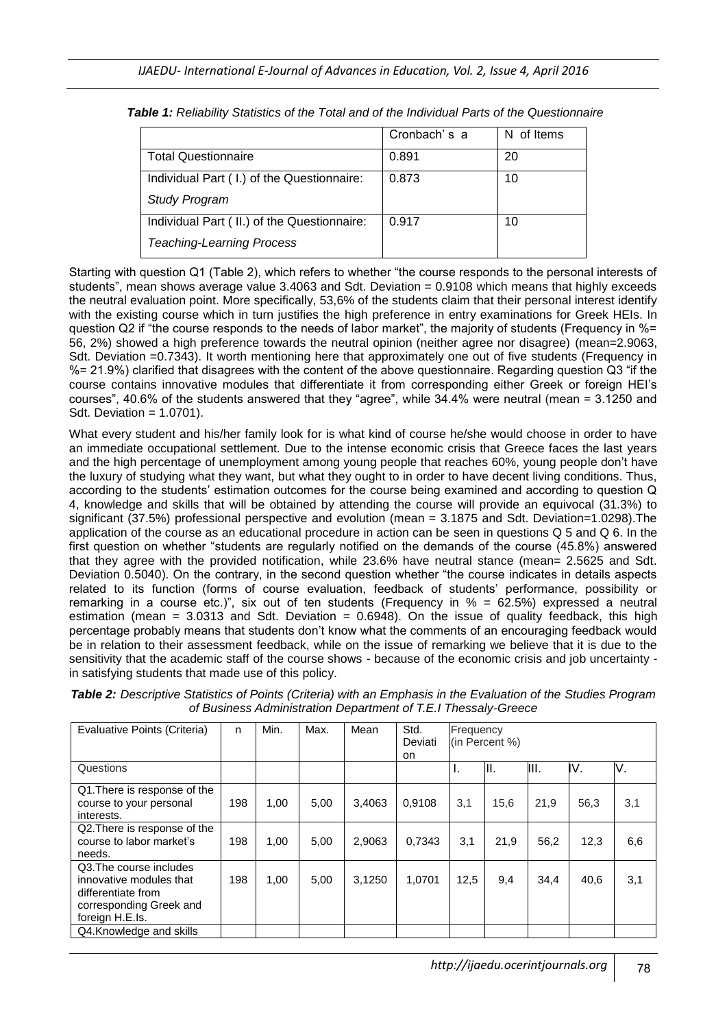*Table 1: Reliability Statistics of the Total and of the Individual Parts of the Questionnaire*

| | Cronbach' s a | N of Items |
|---|---|---|
| Total Questionnaire | 0.891 | 20 |
| Individual Part ( I.) of the Questionnaire: *Study Program* | 0.873 | 10 |
| Individual Part ( II.) of the Questionnaire: *Teaching-Learning Process* | 0.917 | 10 |

Starting with question Q1 (Table 2), which refers to whether "the course responds to the personal interests of students", mean shows average value 3.4063 and Sdt. Deviation = 0.9108 which means that highly exceeds the neutral evaluation point. More specifically, 53,6% of the students claim that their personal interest identify with the existing course which in turn justifies the high preference in entry examinations for Greek HEIs. In question Q2 if "the course responds to the needs of labor market", the majority of students (Frequency in %= 56, 2%) showed a high preference towards the neutral opinion (neither agree nor disagree) (mean=2.9063, Sdt. Deviation =0.7343). It worth mentioning here that approximately one out of five students (Frequency in %= 21.9%) clarified that disagrees with the content of the above questionnaire. Regarding question Q3 "if the course contains innovative modules that differentiate it from corresponding either Greek or foreign HEI's courses", 40.6% of the students answered that they "agree", while 34.4% were neutral (mean = 3.1250 and Sdt. Deviation = 1.0701).

What every student and his/her family look for is what kind of course he/she would choose in order to have an immediate occupational settlement. Due to the intense economic crisis that Greece faces the last years and the high percentage of unemployment among young people that reaches 60%, young people don't have the luxury of studying what they want, but what they ought to in order to have decent living conditions. Thus, according to the students' estimation outcomes for the course being examined and according to question Q 4, knowledge and skills that will be obtained by attending the course will provide an equivocal (31.3%) to significant (37.5%) professional perspective and evolution (mean = 3.1875 and Sdt. Deviation=1.0298).The application of the course as an educational procedure in action can be seen in questions Q 5 and Q 6. In the first question on whether "students are regularly notified on the demands of the course (45.8%) answered that they agree with the provided notification, while 23.6% have neutral stance (mean= 2.5625 and Sdt. Deviation 0.5040). On the contrary, in the second question whether "the course indicates in details aspects related to its function (forms of course evaluation, feedback of students' performance, possibility or remarking in a course etc.)", six out of ten students (Frequency in % = 62.5%) expressed a neutral estimation (mean = 3.0313 and Sdt. Deviation = 0.6948). On the issue of quality feedback, this high percentage probably means that students don't know what the comments of an encouraging feedback would be in relation to their assessment feedback, while on the issue of remarking we believe that it is due to the sensitivity that the academic staff of the course shows - because of the economic crisis and job uncertainty - in satisfying students that made use of this policy.

*Table 2: Descriptive Statistics of Points (Criteria) with an Emphasis in the Evaluation of the Studies Program of Business Administration Department of T.E.I Thessaly-Greece*

| Evaluative Points (Criteria) | n | Min. | Max. | Mean | Std. Deviation | Frequency (in Percent %) | | | | |
|---|---|---|---|---|---|---|---|---|---|---|
| Questions | | | | | | I. | II. | III. | IV. | V. |
| Q1.There is response of the course to your personal interests. | 198 | 1,00 | 5,00 | 3,4063 | 0,9108 | 3,1 | 15,6 | 21,9 | 56,3 | 3,1 |
| Q2.There is response of the course to labor market's needs. | 198 | 1,00 | 5,00 | 2,9063 | 0,7343 | 3,1 | 21,9 | 56,2 | 12,3 | 6,6 |
| Q3.The course includes innovative modules that differentiate from corresponding Greek and foreign H.E.Is. | 198 | 1,00 | 5,00 | 3,1250 | 1,0701 | 12,5 | 9,4 | 34,4 | 40,6 | 3,1 |
| Q4.Knowledge and skills | | | | | | | | | | |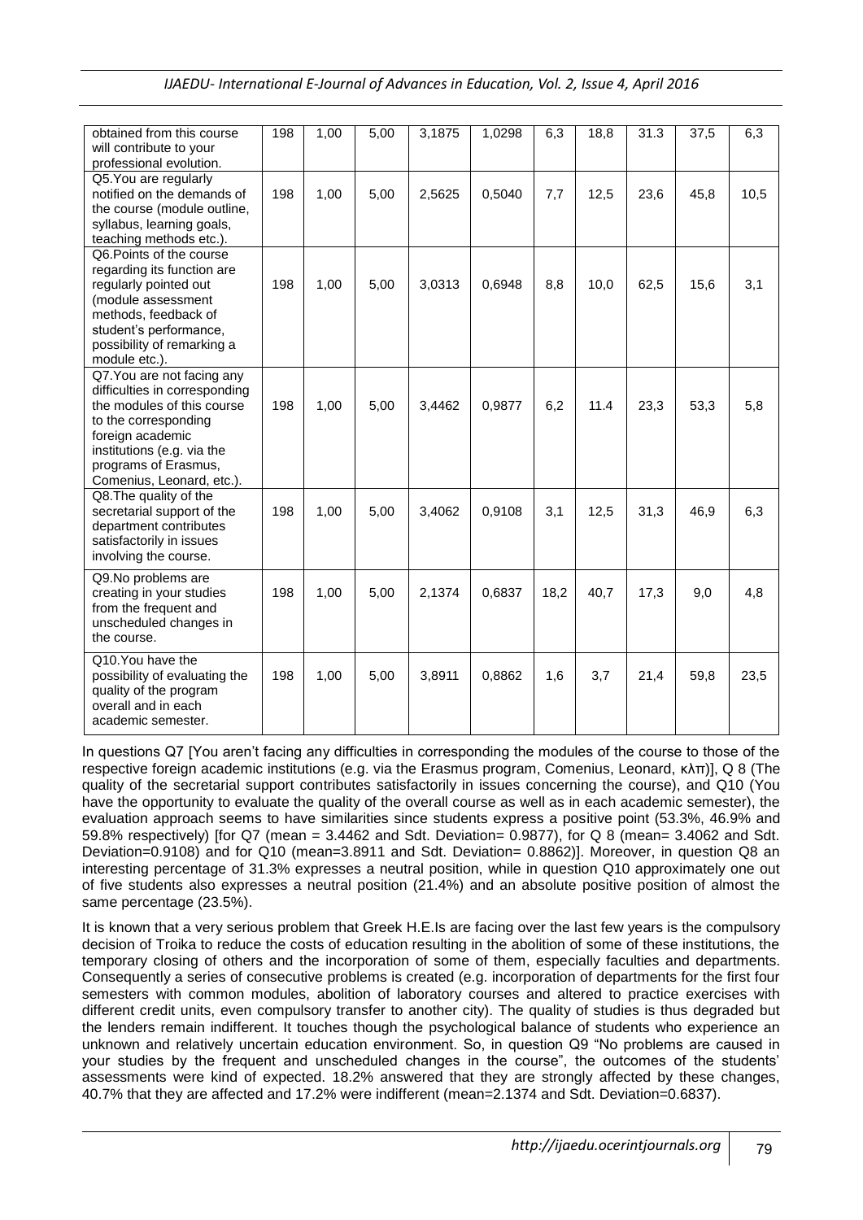| | | | | | | | | | | |
|---|---|---|---|---|---|---|---|---|---|---|
| obtained from this course will contribute to your professional evolution. | 198 | 1,00 | 5,00 | 3,1875 | 1,0298 | 6,3 | 18,8 | 31.3 | 37,5 | 6,3 |
| Q5.You are regularly notified on the demands of the course (module outline, syllabus, learning goals, teaching methods etc.). | 198 | 1,00 | 5,00 | 2,5625 | 0,5040 | 7,7 | 12,5 | 23,6 | 45,8 | 10,5 |
| Q6.Points of the course regarding its function are regularly pointed out (module assessment methods, feedback of student's performance, possibility of remarking a module etc.). | 198 | 1,00 | 5,00 | 3,0313 | 0,6948 | 8,8 | 10,0 | 62,5 | 15,6 | 3,1 |
| Q7.You are not facing any difficulties in corresponding the modules of this course to the corresponding foreign academic institutions (e.g. via the programs of Erasmus, Comenius, Leonard, etc.). | 198 | 1,00 | 5,00 | 3,4462 | 0,9877 | 6,2 | 11.4 | 23,3 | 53,3 | 5,8 |
| Q8.The quality of the secretarial support of the department contributes satisfactorily in issues involving the course. | 198 | 1,00 | 5,00 | 3,4062 | 0,9108 | 3,1 | 12,5 | 31,3 | 46,9 | 6,3 |
| Q9.No problems are creating in your studies from the frequent and unscheduled changes in the course. | 198 | 1,00 | 5,00 | 2,1374 | 0,6837 | 18,2 | 40,7 | 17,3 | 9,0 | 4,8 |
| Q10.You have the possibility of evaluating the quality of the program overall and in each academic semester. | 198 | 1,00 | 5,00 | 3,8911 | 0,8862 | 1,6 | 3,7 | 21,4 | 59,8 | 23,5 |

In questions Q7 [You aren't facing any difficulties in corresponding the modules of the course to those of the respective foreign academic institutions (e.g. via the Erasmus program, Comenius, Leonard, κλπ)], Q 8 (The quality of the secretarial support contributes satisfactorily in issues concerning the course), and Q10 (You have the opportunity to evaluate the quality of the overall course as well as in each academic semester), the evaluation approach seems to have similarities since students express a positive point (53.3%, 46.9% and 59.8% respectively) [for Q7 (mean = 3.4462 and Sdt. Deviation= 0.9877), for Q 8 (mean= 3.4062 and Sdt. Deviation=0.9108) and for Q10 (mean=3.8911 and Sdt. Deviation= 0.8862)]. Moreover, in question Q8 an interesting percentage of 31.3% expresses a neutral position, while in question Q10 approximately one out of five students also expresses a neutral position (21.4%) and an absolute positive position of almost the same percentage (23.5%).

It is known that a very serious problem that Greek H.E.Is are facing over the last few years is the compulsory decision of Troika to reduce the costs of education resulting in the abolition of some of these institutions, the temporary closing of others and the incorporation of some of them, especially faculties and departments. Consequently a series of consecutive problems is created (e.g. incorporation of departments for the first four semesters with common modules, abolition of laboratory courses and altered to practice exercises with different credit units, even compulsory transfer to another city). The quality of studies is thus degraded but the lenders remain indifferent. It touches though the psychological balance of students who experience an unknown and relatively uncertain education environment. So, in question Q9 "No problems are caused in your studies by the frequent and unscheduled changes in the course", the outcomes of the students' assessments were kind of expected. 18.2% answered that they are strongly affected by these changes, 40.7% that they are affected and 17.2% were indifferent (mean=2.1374 and Sdt. Deviation=0.6837).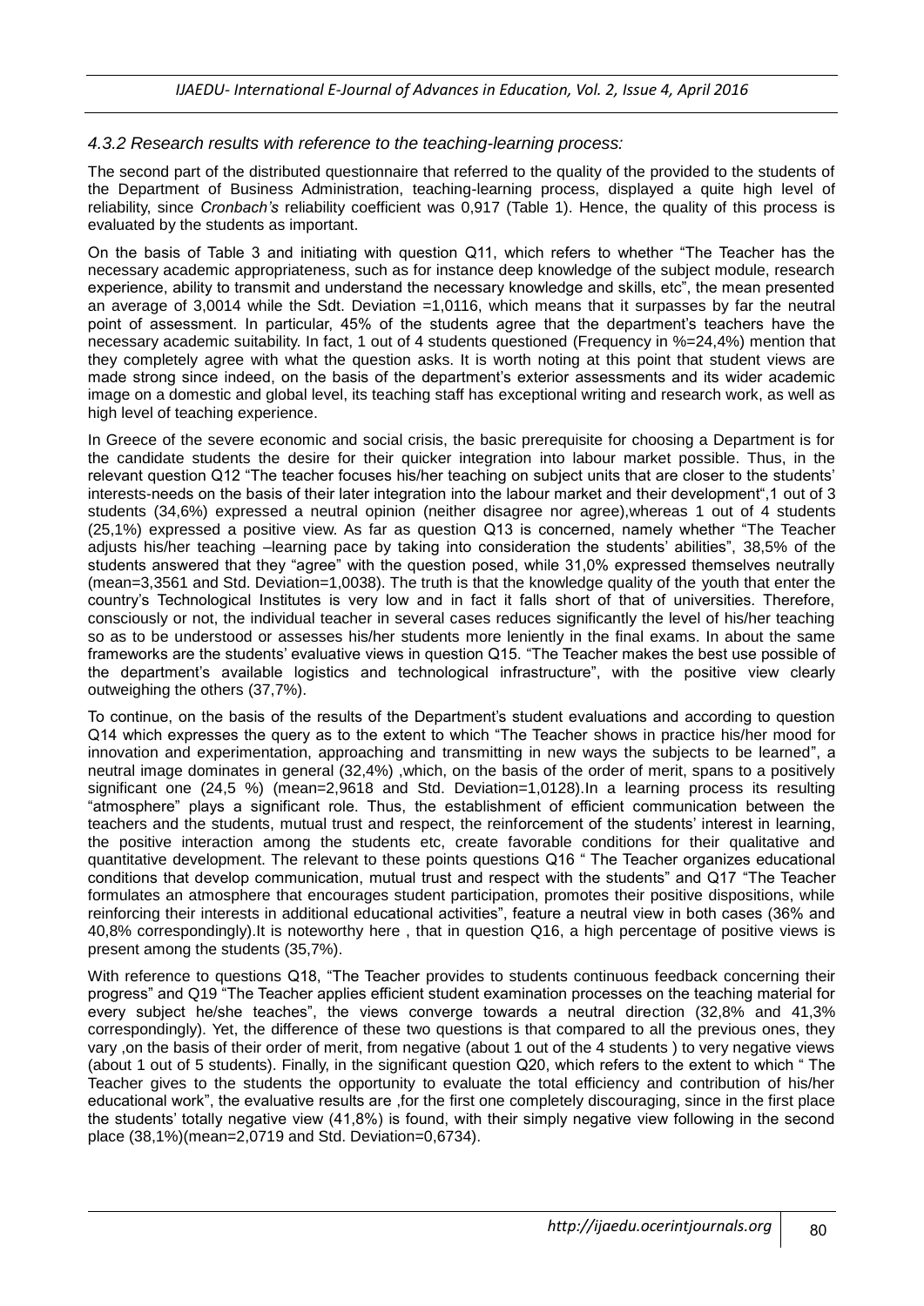### *4.3.2 Research results with reference to the teaching-learning process:*

The second part of the distributed questionnaire that referred to the quality of the provided to the students of the Department of Business Administration, teaching-learning process, displayed a quite high level of reliability, since *Cronbach's* reliability coefficient was 0,917 (Table 1). Hence, the quality of this process is evaluated by the students as important.

On the basis of Table 3 and initiating with question Q11, which refers to whether "The Teacher has the necessary academic appropriateness, such as for instance deep knowledge of the subject module, research experience, ability to transmit and understand the necessary knowledge and skills, etc", the mean presented an average of 3,0014 while the Sdt. Deviation =1,0116, which means that it surpasses by far the neutral point of assessment. In particular, 45% of the students agree that the department's teachers have the necessary academic suitability. In fact, 1 out of 4 students questioned (Frequency in %=24,4%) mention that they completely agree with what the question asks. It is worth noting at this point that student views are made strong since indeed, on the basis of the department's exterior assessments and its wider academic image on a domestic and global level, its teaching staff has exceptional writing and research work, as well as high level of teaching experience.

In Greece of the severe economic and social crisis, the basic prerequisite for choosing a Department is for the candidate students the desire for their quicker integration into labour market possible. Thus, in the relevant question Q12 "The teacher focuses his/her teaching on subject units that are closer to the students' interests-needs on the basis of their later integration into the labour market and their development",1 out of 3 students (34,6%) expressed a neutral opinion (neither disagree nor agree),whereas 1 out of 4 students (25,1%) expressed a positive view. As far as question Q13 is concerned, namely whether "The Teacher adjusts his/her teaching –learning pace by taking into consideration the students' abilities", 38,5% of the students answered that they "agree" with the question posed, while 31,0% expressed themselves neutrally (mean=3,3561 and Std. Deviation=1,0038). The truth is that the knowledge quality of the youth that enter the country's Technological Institutes is very low and in fact it falls short of that of universities. Therefore, consciously or not, the individual teacher in several cases reduces significantly the level of his/her teaching so as to be understood or assesses his/her students more leniently in the final exams. In about the same frameworks are the students' evaluative views in question Q15. "The Teacher makes the best use possible of the department's available logistics and technological infrastructure", with the positive view clearly outweighing the others (37,7%).

To continue, on the basis of the results of the Department's student evaluations and according to question Q14 which expresses the query as to the extent to which "The Teacher shows in practice his/her mood for innovation and experimentation, approaching and transmitting in new ways the subjects to be learned", a neutral image dominates in general (32,4%) ,which, on the basis of the order of merit, spans to a positively significant one (24,5 %) (mean=2,9618 and Std. Deviation=1,0128).In a learning process its resulting "atmosphere" plays a significant role. Thus, the establishment of efficient communication between the teachers and the students, mutual trust and respect, the reinforcement of the students' interest in learning, the positive interaction among the students etc, create favorable conditions for their qualitative and quantitative development. The relevant to these points questions Q16 " The Teacher organizes educational conditions that develop communication, mutual trust and respect with the students" and Q17 "The Teacher formulates an atmosphere that encourages student participation, promotes their positive dispositions, while reinforcing their interests in additional educational activities", feature a neutral view in both cases (36% and 40,8% correspondingly).It is noteworthy here , that in question Q16, a high percentage of positive views is present among the students (35,7%).

With reference to questions Q18, "The Teacher provides to students continuous feedback concerning their progress" and Q19 "The Teacher applies efficient student examination processes on the teaching material for every subject he/she teaches", the views converge towards a neutral direction (32,8% and 41,3% correspondingly). Yet, the difference of these two questions is that compared to all the previous ones, they vary ,on the basis of their order of merit, from negative (about 1 out of the 4 students ) to very negative views (about 1 out of 5 students). Finally, in the significant question Q20, which refers to the extent to which " The Teacher gives to the students the opportunity to evaluate the total efficiency and contribution of his/her educational work", the evaluative results are ,for the first one completely discouraging, since in the first place the students' totally negative view (41,8%) is found, with their simply negative view following in the second place (38,1%)(mean=2,0719 and Std. Deviation=0,6734).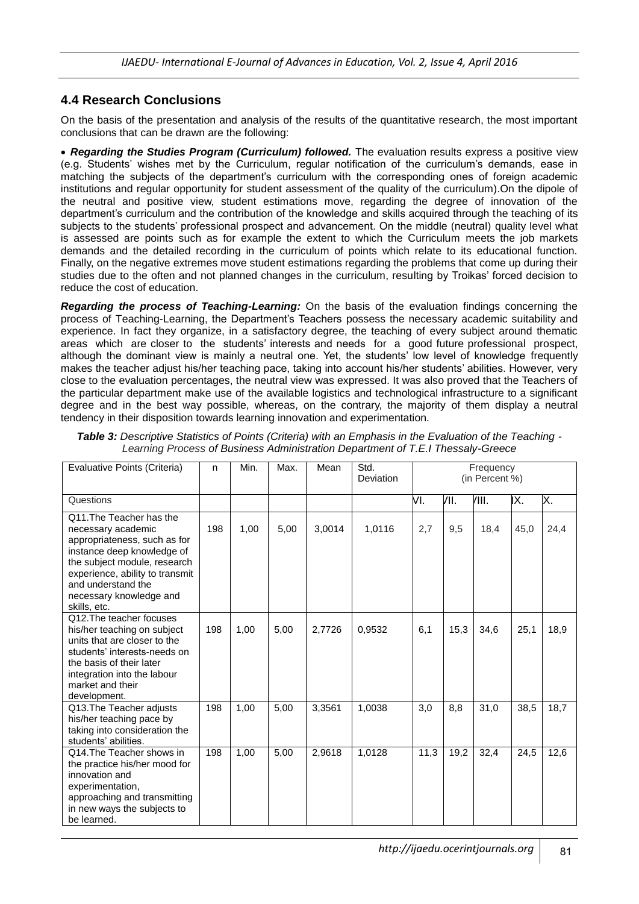## 4.4 Research Conclusions

On the basis of the presentation and analysis of the results of the quantitative research, the most important conclusions that can be drawn are the following:

- ***Regarding the Studies Program (Curriculum) followed.*** The evaluation results express a positive view (e.g. Students' wishes met by the Curriculum, regular notification of the curriculum's demands, ease in matching the subjects of the department's curriculum with the corresponding ones of foreign academic institutions and regular opportunity for student assessment of the quality of the curriculum).On the dipole of the neutral and positive view, student estimations move, regarding the degree of innovation of the department's curriculum and the contribution of the knowledge and skills acquired through the teaching of its subjects to the students' professional prospect and advancement. On the middle (neutral) quality level what is assessed are points such as for example the extent to which the Curriculum meets the job markets demands and the detailed recording in the curriculum of points which relate to its educational function. Finally, on the negative extremes move student estimations regarding the problems that come up during their studies due to the often and not planned changes in the curriculum, resulting by Troikas' forced decision to reduce the cost of education.

***Regarding the process of Teaching-Learning:*** On the basis of the evaluation findings concerning the process of Teaching-Learning, the Department's Teachers possess the necessary academic suitability and experience. In fact they organize, in a satisfactory degree, the teaching of every subject around thematic areas which are closer to the students' interests and needs for a good future professional prospect, although the dominant view is mainly a neutral one. Yet, the students' low level of knowledge frequently makes the teacher adjust his/her teaching pace, taking into account his/her students' abilities. However, very close to the evaluation percentages, the neutral view was expressed. It was also proved that the Teachers of the particular department make use of the available logistics and technological infrastructure to a significant degree and in the best way possible, whereas, on the contrary, the majority of them display a neutral tendency in their disposition towards learning innovation and experimentation.

***Table 3:*** *Descriptive Statistics of Points (Criteria) with an Emphasis in the Evaluation of the Teaching - Learning Process of Business Administration Department of T.E.I Thessaly-Greece*

| Evaluative Points (Criteria) | n | Min. | Max. | Mean | Std. Deviation | Frequency (in Percent %) | | | | |
|---|---|---|---|---|---|---|---|---|---|---|
| Questions | | | | | | VI. | VII. | VIII. | IX. | X. |
| Q11.The Teacher has the necessary academic appropriateness, such as for instance deep knowledge of the subject module, research experience, ability to transmit and understand the necessary knowledge and skills, etc. | 198 | 1,00 | 5,00 | 3,0014 | 1,0116 | 2,7 | 9,5 | 18,4 | 45,0 | 24,4 |
| Q12.The teacher focuses his/her teaching on subject units that are closer to the students' interests-needs on the basis of their later integration into the labour market and their development. | 198 | 1,00 | 5,00 | 2,7726 | 0,9532 | 6,1 | 15,3 | 34,6 | 25,1 | 18,9 |
| Q13.The Teacher adjusts his/her teaching pace by taking into consideration the students' abilities. | 198 | 1,00 | 5,00 | 3,3561 | 1,0038 | 3,0 | 8,8 | 31,0 | 38,5 | 18,7 |
| Q14.The Teacher shows in the practice his/her mood for innovation and experimentation, approaching and transmitting in new ways the subjects to be learned. | 198 | 1,00 | 5,00 | 2,9618 | 1,0128 | 11,3 | 19,2 | 32,4 | 24,5 | 12,6 |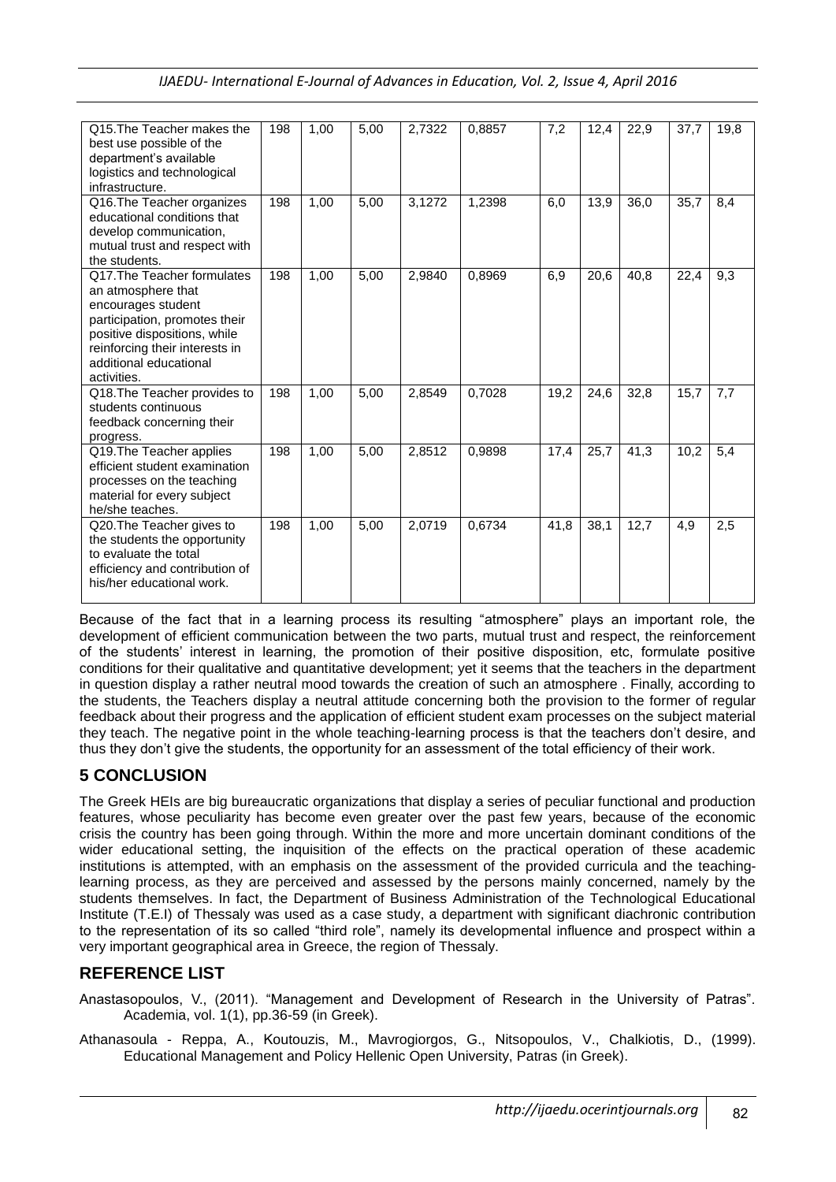| | | | | | | | | | | |
|---|---|---|---|---|---|---|---|---|---|---|
| Q15.The Teacher makes the best use possible of the department's available logistics and technological infrastructure. | 198 | 1,00 | 5,00 | 2,7322 | 0,8857 | 7,2 | 12,4 | 22,9 | 37,7 | 19,8 |
| Q16.The Teacher organizes educational conditions that develop communication, mutual trust and respect with the students. | 198 | 1,00 | 5,00 | 3,1272 | 1,2398 | 6,0 | 13,9 | 36,0 | 35,7 | 8,4 |
| Q17.The Teacher formulates an atmosphere that encourages student participation, promotes their positive dispositions, while reinforcing their interests in additional educational activities. | 198 | 1,00 | 5,00 | 2,9840 | 0,8969 | 6,9 | 20,6 | 40,8 | 22,4 | 9,3 |
| Q18.The Teacher provides to students continuous feedback concerning their progress. | 198 | 1,00 | 5,00 | 2,8549 | 0,7028 | 19,2 | 24,6 | 32,8 | 15,7 | 7,7 |
| Q19.The Teacher applies efficient student examination processes on the teaching material for every subject he/she teaches. | 198 | 1,00 | 5,00 | 2,8512 | 0,9898 | 17,4 | 25,7 | 41,3 | 10,2 | 5,4 |
| Q20.The Teacher gives to the students the opportunity to evaluate the total efficiency and contribution of his/her educational work. | 198 | 1,00 | 5,00 | 2,0719 | 0,6734 | 41,8 | 38,1 | 12,7 | 4,9 | 2,5 |

Because of the fact that in a learning process its resulting "atmosphere" plays an important role, the development of efficient communication between the two parts, mutual trust and respect, the reinforcement of the students' interest in learning, the promotion of their positive disposition, etc, formulate positive conditions for their qualitative and quantitative development; yet it seems that the teachers in the department in question display a rather neutral mood towards the creation of such an atmosphere . Finally, according to the students, the Teachers display a neutral attitude concerning both the provision to the former of regular feedback about their progress and the application of efficient student exam processes on the subject material they teach. The negative point in the whole teaching-learning process is that the teachers don't desire, and thus they don't give the students, the opportunity for an assessment of the total efficiency of their work.

## 5 CONCLUSION

The Greek HEIs are big bureaucratic organizations that display a series of peculiar functional and production features, whose peculiarity has become even greater over the past few years, because of the economic crisis the country has been going through. Within the more and more uncertain dominant conditions of the wider educational setting, the inquisition of the effects on the practical operation of these academic institutions is attempted, with an emphasis on the assessment of the provided curricula and the teaching-learning process, as they are perceived and assessed by the persons mainly concerned, namely by the students themselves. In fact, the Department of Business Administration of the Technological Educational Institute (T.E.I) of Thessaly was used as a case study, a department with significant diachronic contribution to the representation of its so called "third role", namely its developmental influence and prospect within a very important geographical area in Greece, the region of Thessaly.

## REFERENCE LIST

Anastasopoulos, V., (2011). "Management and Development of Research in the University of Patras". Academia, vol. 1(1), pp.36-59 (in Greek).

Athanasoula - Reppa, A., Koutouzis, M., Mavrogiorgos, G., Nitsopoulos, V., Chalkiotis, D., (1999). Educational Management and Policy Hellenic Open University, Patras (in Greek).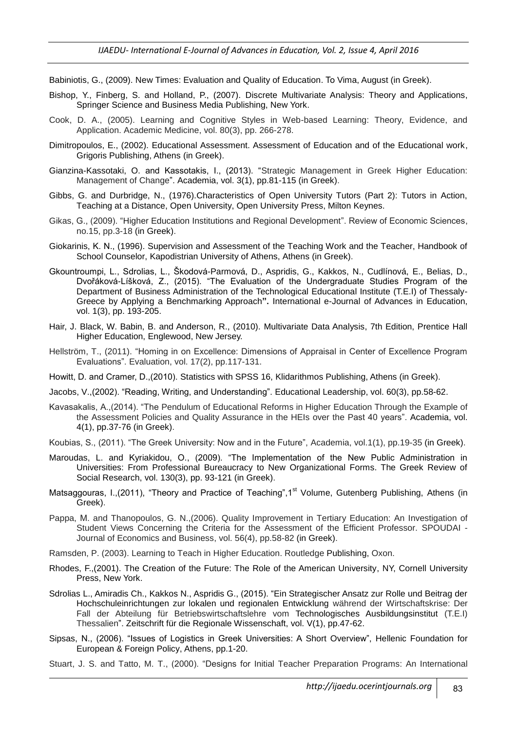Babiniotis, G., (2009). New Times: Evaluation and Quality of Education. To Vima, August (in Greek).

Bishop, Y., Finberg, S. and Holland, P., (2007). Discrete Multivariate Analysis: Theory and Applications, Springer Science and Business Media Publishing, New York.

Cook, D. A., (2005). Learning and Cognitive Styles in Web-based Learning: Theory, Evidence, and Application. Academic Medicine, vol. 80(3), pp. 266-278.

Dimitropoulos, E., (2002). Educational Assessment. Assessment of Education and of the Educational work, Grigoris Publishing, Athens (in Greek).

Gianzina-Kassotaki, O. and Kassotakis, I., (2013). "Strategic Management in Greek Higher Education: Management of Change". Academia, vol. 3(1), pp.81-115 (in Greek).

Gibbs, G. and Durbridge, N., (1976).Characteristics of Open University Tutors (Part 2): Tutors in Action, Teaching at a Distance, Open University, Open University Press, Milton Keynes.

Gikas, G., (2009). "Higher Education Institutions and Regional Development". Review of Economic Sciences, no.15, pp.3-18 (in Greek).

Giokarinis, K. N., (1996). Supervision and Assessment of the Teaching Work and the Teacher, Handbook of School Counselor, Kapodistrian University of Athens, Athens (in Greek).

Gkountroumpi, L., Sdrolias, L., Škodová-Parmová, D., Aspridis, G., Kakkos, N., Cudlínová, E., Belias, D., Dvořáková-Líšková, Z., (2015). "The Evaluation of the Undergraduate Studies Program of the Department of Business Administration of the Technological Educational Institute (T.E.I) of Thessaly-Greece by Applying a Benchmarking Approach**".** International e-Journal of Advances in Education, vol. 1(3), pp. 193-205.

Hair, J. Black, W. Babin, B. and Anderson, R., (2010). Multivariate Data Analysis, 7th Edition, Prentice Hall Higher Education, Englewood, New Jersey.

Hellström, T., (2011). "Homing in on Excellence: Dimensions of Appraisal in Center of Excellence Program Evaluations". Evaluation, vol. 17(2), pp.117-131.

Howitt, D. and Cramer, D.,(2010). Statistics with SPSS 16, Klidarithmos Publishing, Athens (in Greek).

Jacobs, V.,(2002). "Reading, Writing, and Understanding". Educational Leadership, vol. 60(3), pp.58-62.

Kavasakalis, A.,(2014). "The Pendulum of Educational Reforms in Higher Education Through the Example of the Assessment Policies and Quality Assurance in the HEIs over the Past 40 years". Academia, vol. 4(1), pp.37-76 (in Greek).

Koubias, S., (2011). "The Greek University: Now and in the Future", Academia, vol.1(1), pp.19-35 (in Greek).

Maroudas, L. and Kyriakidou, O., (2009). "The Implementation of the New Public Administration in Universities: From Professional Bureaucracy to New Organizational Forms. The Greek Review of Social Research, vol. 130(3), pp. 93-121 (in Greek).

Matsaggouras, I.,(2011), "Theory and Practice of Teaching",1st Volume, Gutenberg Publishing, Athens (in Greek).

Pappa, M. and Thanopoulos, G. N.,(2006). Quality Improvement in Tertiary Education: An Investigation of Student Views Concerning the Criteria for the Assessment of the Efficient Professor. SPOUDAI - Journal of Economics and Business, vol. 56(4), pp.58-82 (in Greek).

Ramsden, P. (2003). Learning to Teach in Higher Education. Routledge Publishing, Oxon.

Rhodes, F.,(2001). The Creation of the Future: The Role of the American University, NY, Cornell University Press, New York.

Sdrolias L., Amiradis Ch., Kakkos N., Aspridis G., (2015). "Ein Strategischer Ansatz zur Rolle und Beitrag der Hochschuleinrichtungen zur lokalen und regionalen Entwicklung während der Wirtschaftskrise: Der Fall der Abteilung für Betriebswirtschaftslehre vom Technologisches Ausbildungsinstitut (T.E.I) Thessalien". Zeitschrift für die Regionale Wissenschaft, vol. V(1), pp.47-62.

Sipsas, N., (2006). "Issues of Logistics in Greek Universities: A Short Overview", Hellenic Foundation for European & Foreign Policy, Athens, pp.1-20.

Stuart, J. S. and Tatto, M. T., (2000). "Designs for Initial Teacher Preparation Programs: An International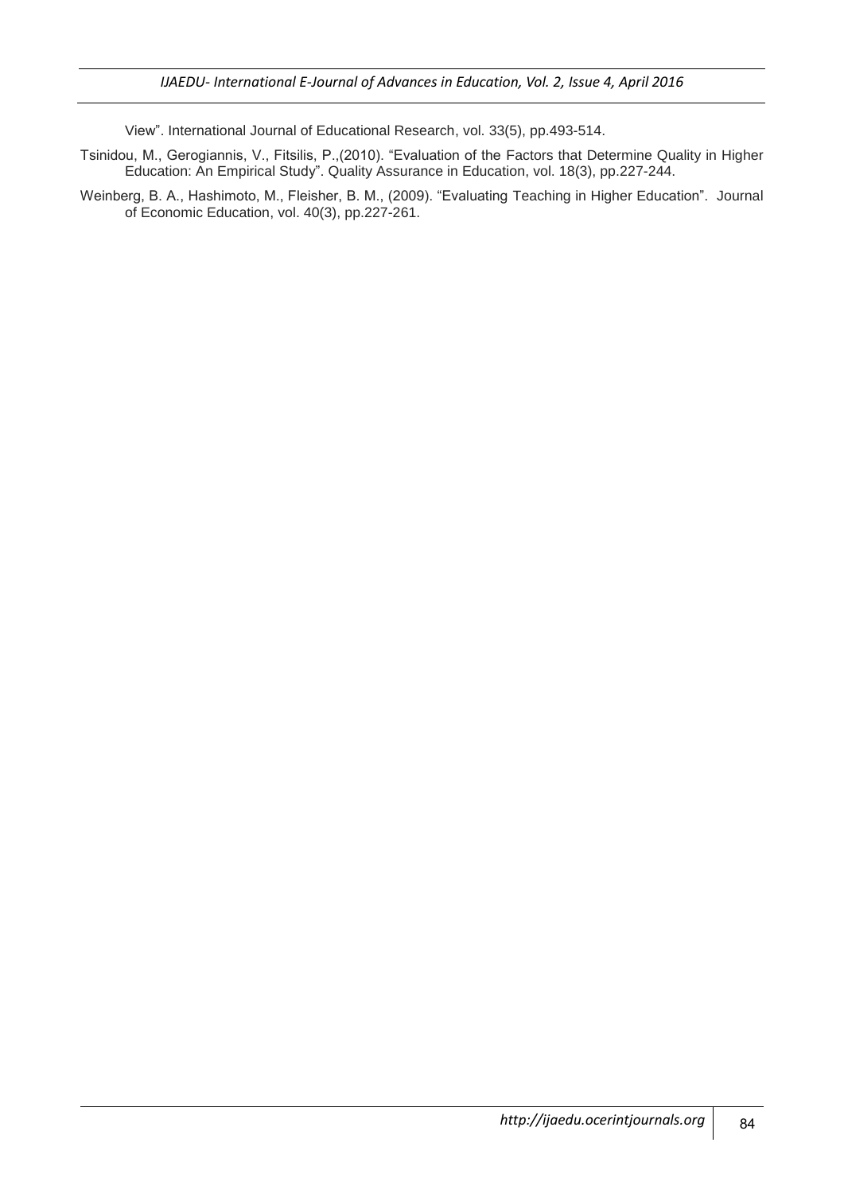View". International Journal of Educational Research, vol. 33(5), pp.493-514.

Tsinidou, M., Gerogiannis, V., Fitsilis, P.,(2010). "Evaluation of the Factors that Determine Quality in Higher Education: An Empirical Study". Quality Assurance in Education, vol. 18(3), pp.227-244.

Weinberg, B. A., Hashimoto, M., Fleisher, B. M., (2009). "Evaluating Teaching in Higher Education". Journal of Economic Education, vol. 40(3), pp.227-261.